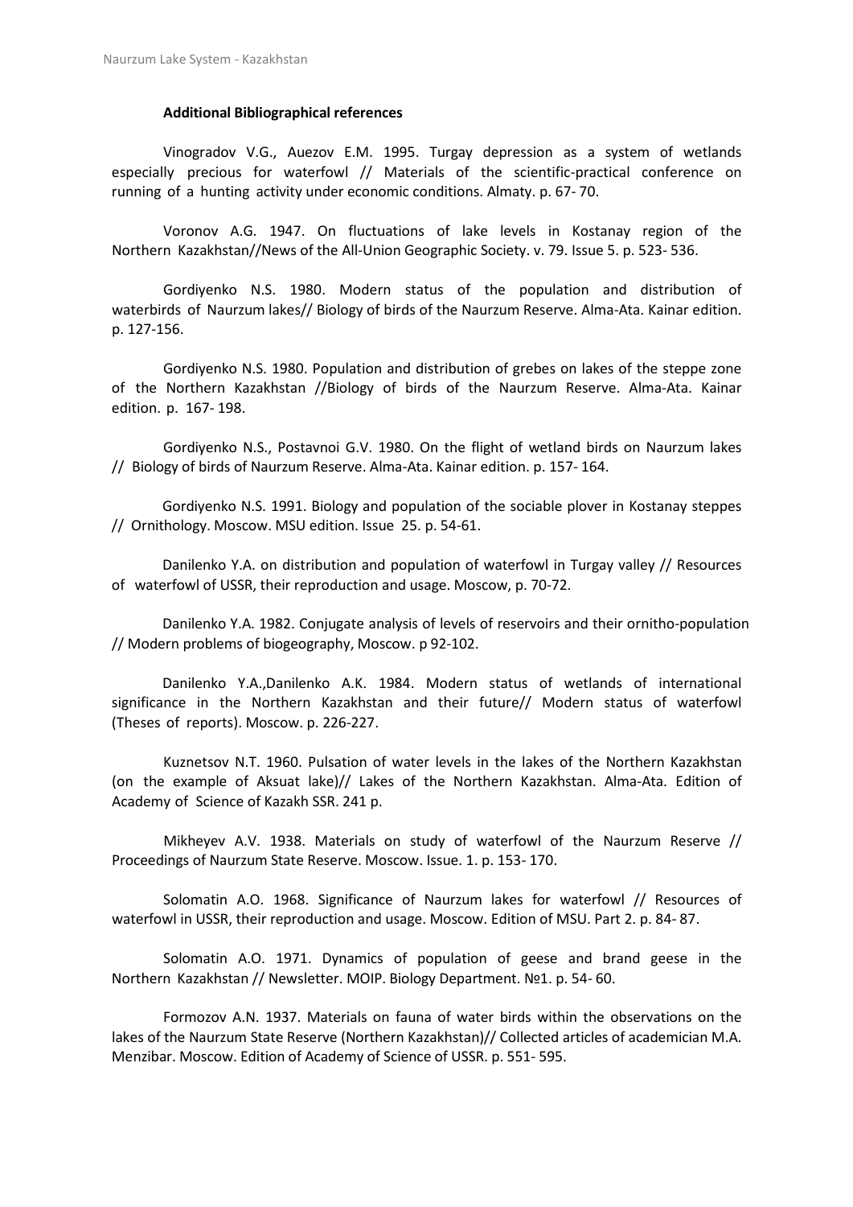### Additional Bibliographical references

Vinogradov V.G., Auezov E.M. 1995. Turgay depression as a system of wetlands especially precious for waterfowl // Materials of the scientific-practical conference on running of a hunting activity under economic conditions. Almaty. p. 67- 70.

Voronov A.G. 1947. On fluctuations of lake levels in Kostanay region of the Northern Kazakhstan//News of the All-Union Geographic Society. v. 79. Issue 5. p. 523- 536.

Gordiyenko N.S. 1980. Modern status of the population and distribution of waterbirds of Naurzum lakes// Biology of birds of the Naurzum Reserve. Alma-Ata. Kainar edition. p. 127-156.

Gordiyenko N.S. 1980. Population and distribution of grebes on lakes of the steppe zone of the Northern Kazakhstan //Biology of birds of the Naurzum Reserve. Alma-Ata. Kainar edition. p. 167- 198.

Gordiyenko N.S., Postavnoi G.V. 1980. On the flight of wetland birds on Naurzum lakes // Biology of birds of Naurzum Reserve. Alma-Ata. Kainar edition. p. 157- 164.

Gordiyenko N.S. 1991. Biology and population of the sociable plover in Kostanay steppes // Ornithology. Moscow. MSU edition. Issue 25. p. 54-61.

Danilenko Y.A. on distribution and population of waterfowl in Turgay valley // Resources of waterfowl of USSR, their reproduction and usage. Moscow, p. 70-72.

Danilenko Y.A. 1982. Conjugate analysis of levels of reservoirs and their ornitho-population // Modern problems of biogeography, Moscow. p 92-102.

Danilenko Y.A.,Danilenko A.K. 1984. Modern status of wetlands of international significance in the Northern Kazakhstan and their future// Modern status of waterfowl (Theses of reports). Moscow. p. 226-227.

Kuznetsov N.T. 1960. Pulsation of water levels in the lakes of the Northern Kazakhstan (on the example of Aksuat lake)// Lakes of the Northern Kazakhstan. Alma-Ata. Edition of Academy of Science of Kazakh SSR. 241 p.

Mikheyev A.V. 1938. Materials on study of waterfowl of the Naurzum Reserve // Proceedings of Naurzum State Reserve. Moscow. Issue. 1. p. 153- 170.

Solomatin A.O. 1968. Significance of Naurzum lakes for waterfowl // Resources of waterfowl in USSR, their reproduction and usage. Moscow. Edition of MSU. Part 2. p. 84- 87.

Solomatin A.O. 1971. Dynamics of population of geese and brand geese in the Northern Kazakhstan // Newsletter. MOIP. Biology Department. №1. p. 54- 60.

Formozov A.N. 1937. Materials on fauna of water birds within the observations on the lakes of the Naurzum State Reserve (Northern Kazakhstan)// Collected articles of academician M.A. Menzibar. Moscow. Edition of Academy of Science of USSR. p. 551- 595.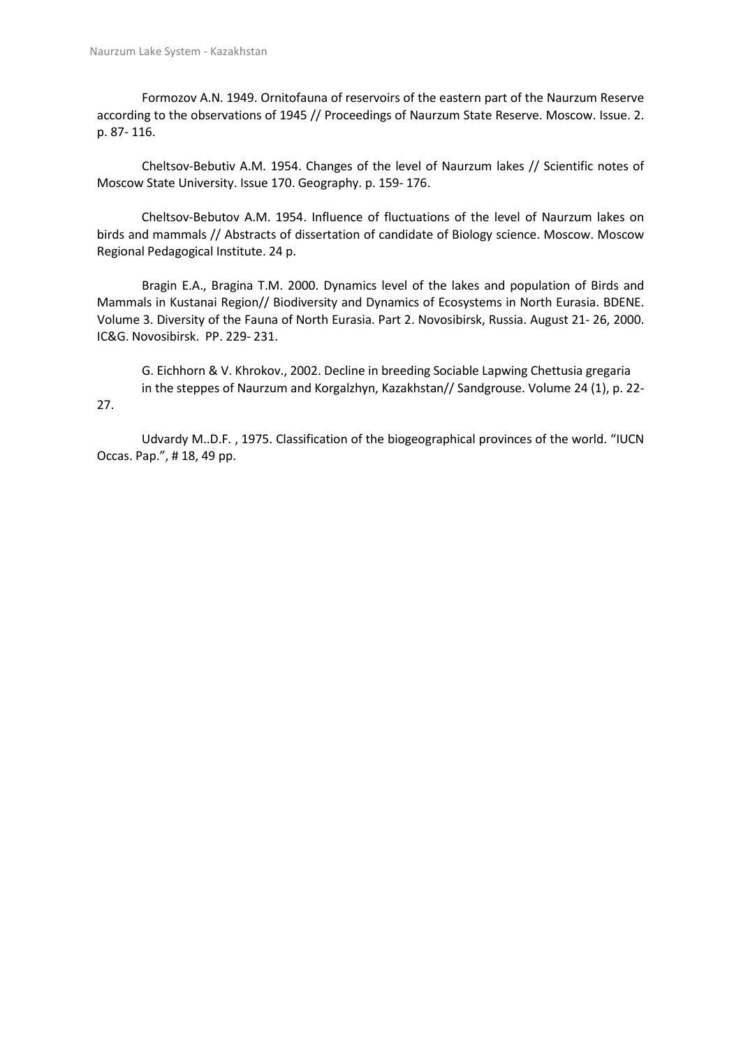Formozov A.N. 1949. Ornitofauna of reservoirs of the eastern part of the Naurzum Reserve according to the observations of 1945 // Proceedings of Naurzum State Reserve. Moscow. Issue. 2. p. 87- 116.

Cheltsov-Bebutiv A.M. 1954. Changes of the level of Naurzum lakes // Scientific notes of Moscow State University. Issue 170. Geography. p. 159- 176.

Cheltsov-Bebutov A.M. 1954. Influence of fluctuations of the level of Naurzum lakes on birds and mammals // Abstracts of dissertation of candidate of Biology science. Moscow. Moscow Regional Pedagogical Institute. 24 p.

Bragin E.A., Bragina T.M. 2000. Dynamics level of the lakes and population of Birds and Mammals in Kustanai Region// Biodiversity and Dynamics of Ecosystems in North Eurasia. BDENE. Volume 3. Diversity of the Fauna of North Eurasia. Part 2. Novosibirsk, Russia. August 21- 26, 2000. IC&G. Novosibirsk. PP. 229- 231.

G. Eichhorn & V. Khrokov., 2002. Decline in breeding Sociable Lapwing Chettusia gregaria in the steppes of Naurzum and Korgalzhyn, Kazakhstan// Sandgrouse. Volume 24 (1), p. 22-27.

Udvardy M..D.F. , 1975. Classification of the biogeographical provinces of the world. “IUCN Occas. Pap.”, # 18, 49 pp.